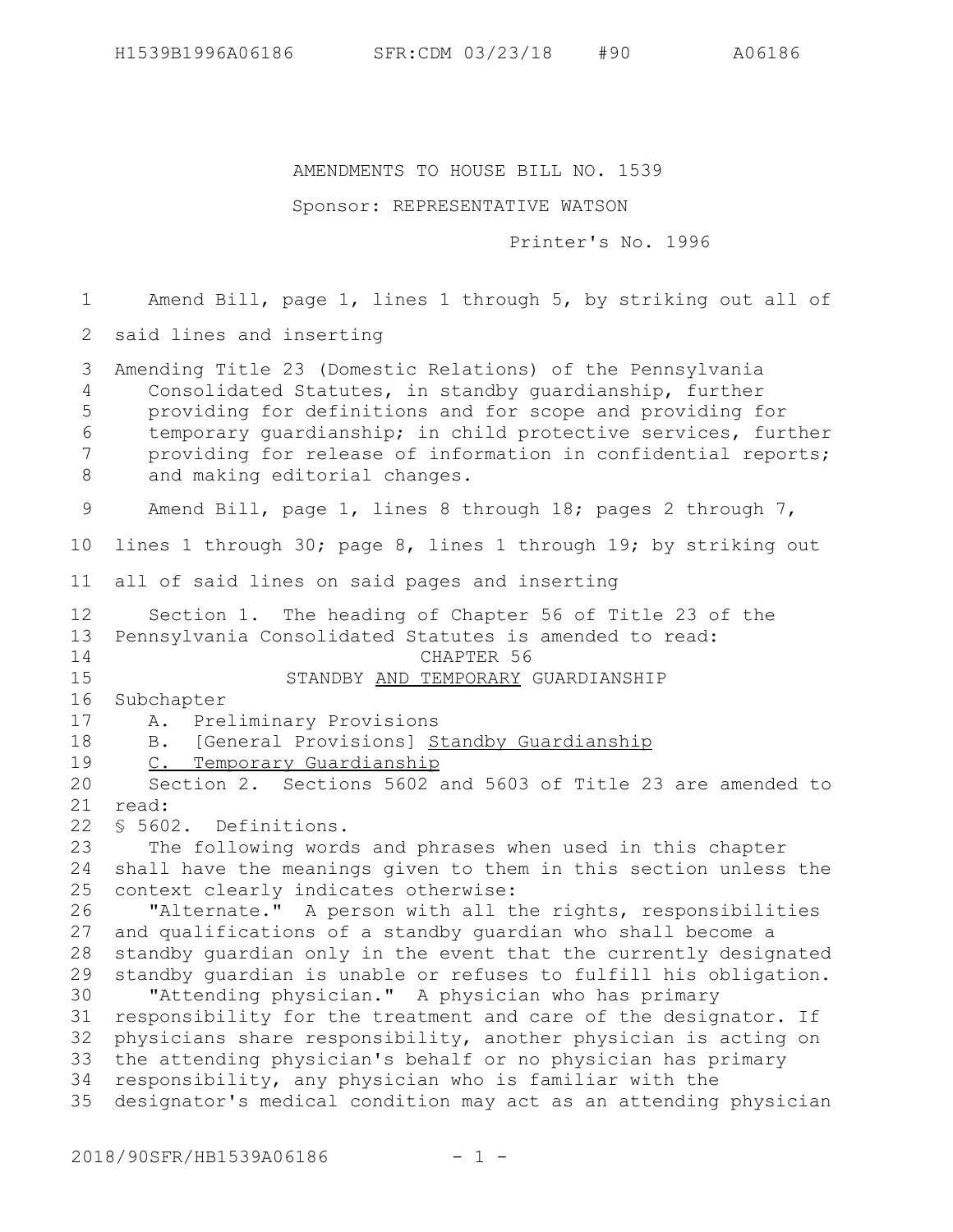AMENDMENTS TO HOUSE BILL NO. 1539

Sponsor: REPRESENTATIVE WATSON

Printer's No. 1996

Amend Bill, page 1, lines 1 through 5, by striking out all of said lines and inserting

Amending Title 23 (Domestic Relations) of the Pennsylvania Consolidated Statutes, in standby guardianship, further providing for definitions and for scope and providing for temporary guardianship; in child protective services, further providing for release of information in confidential reports; and making editorial changes.

Amend Bill, page 1, lines 8 through 18; pages 2 through 7, lines 1 through 30; page 8, lines 1 through 19; by striking out all of said lines on said pages and inserting

Section 1. The heading of Chapter 56 of Title 23 of the Pennsylvania Consolidated Statutes is amended to read:

CHAPTER 56

STANDBY <u>AND TEMPORARY</u> GUARDIANSHIP

Subchapter

A. Preliminary Provisions

B. [General Provisions] <u>Standby Guardianship</u>

<u>C. Temporary Guardianship</u>

Section 2. Sections 5602 and 5603 of Title 23 are amended to read:

§ 5602. Definitions.

The following words and phrases when used in this chapter shall have the meanings given to them in this section unless the context clearly indicates otherwise:

"Alternate." A person with all the rights, responsibilities and qualifications of a standby guardian who shall become a standby guardian only in the event that the currently designated standby guardian is unable or refuses to fulfill his obligation.

"Attending physician." A physician who has primary responsibility for the treatment and care of the designator. If physicians share responsibility, another physician is acting on the attending physician's behalf or no physician has primary responsibility, any physician who is familiar with the designator's medical condition may act as an attending physician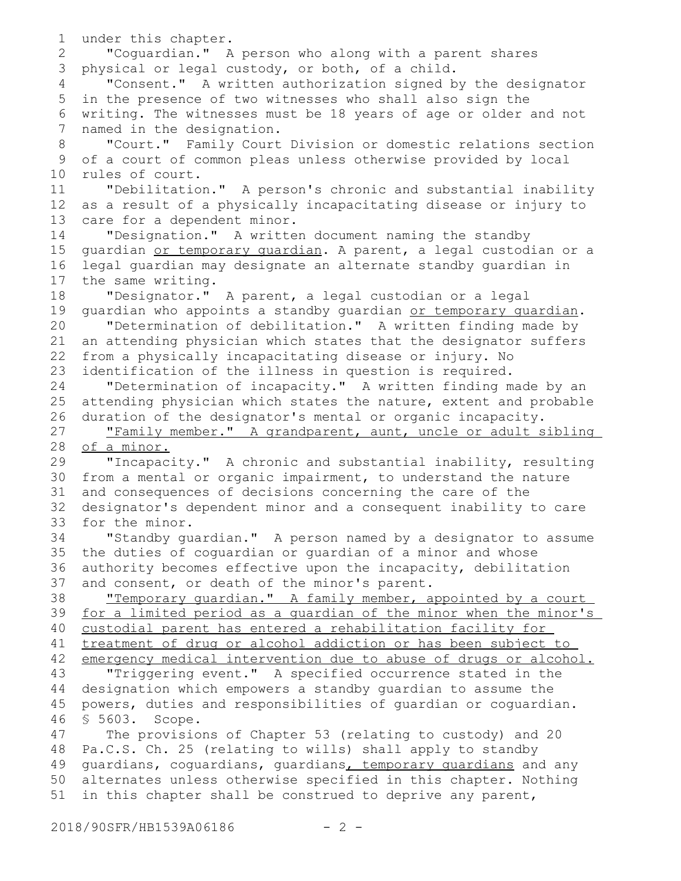under this chapter.

"Coguardian." A person who along with a parent shares physical or legal custody, or both, of a child.

"Consent." A written authorization signed by the designator in the presence of two witnesses who shall also sign the writing. The witnesses must be 18 years of age or older and not named in the designation.

"Court." Family Court Division or domestic relations section of a court of common pleas unless otherwise provided by local rules of court.

"Debilitation." A person's chronic and substantial inability as a result of a physically incapacitating disease or injury to care for a dependent minor.

"Designation." A written document naming the standby guardian or temporary guardian. A parent, a legal custodian or a legal guardian may designate an alternate standby guardian in the same writing.

"Designator." A parent, a legal custodian or a legal guardian who appoints a standby guardian or temporary guardian.

"Determination of debilitation." A written finding made by an attending physician which states that the designator suffers from a physically incapacitating disease or injury. No identification of the illness in question is required.

"Determination of incapacity." A written finding made by an attending physician which states the nature, extent and probable duration of the designator's mental or organic incapacity.

"Family member." A grandparent, aunt, uncle or adult sibling of a minor.

"Incapacity." A chronic and substantial inability, resulting from a mental or organic impairment, to understand the nature and consequences of decisions concerning the care of the designator's dependent minor and a consequent inability to care for the minor.

"Standby guardian." A person named by a designator to assume the duties of coguardian or guardian of a minor and whose authority becomes effective upon the incapacity, debilitation and consent, or death of the minor's parent.

"Temporary guardian." A family member, appointed by a court for a limited period as a guardian of the minor when the minor's custodial parent has entered a rehabilitation facility for treatment of drug or alcohol addiction or has been subject to emergency medical intervention due to abuse of drugs or alcohol.

"Triggering event." A specified occurrence stated in the designation which empowers a standby guardian to assume the powers, duties and responsibilities of guardian or coguardian.

§ 5603. Scope.

The provisions of Chapter 53 (relating to custody) and 20 Pa.C.S. Ch. 25 (relating to wills) shall apply to standby guardians, coguardians, guardians, temporary guardians and any alternates unless otherwise specified in this chapter. Nothing in this chapter shall be construed to deprive any parent,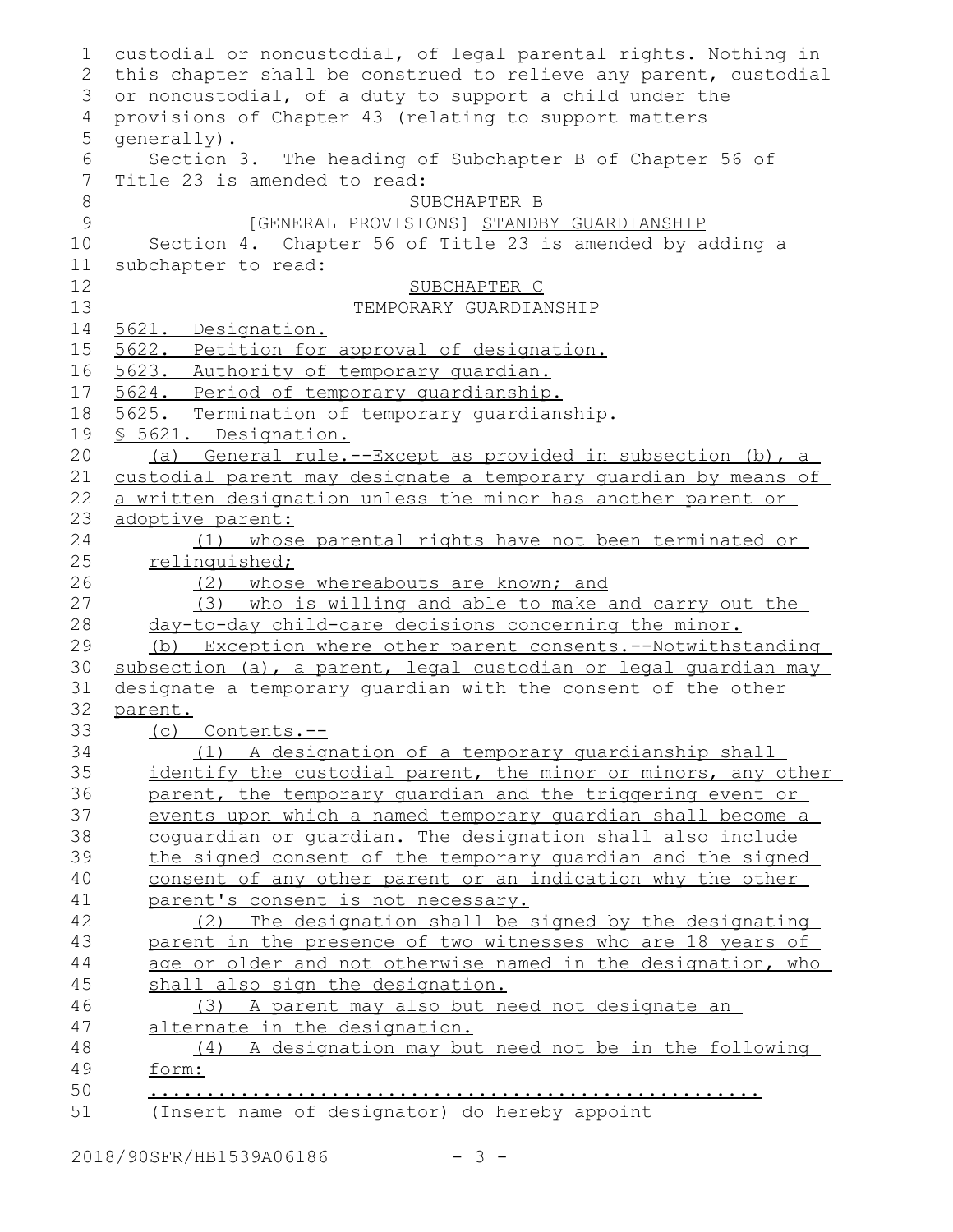custodial or noncustodial, of legal parental rights. Nothing in this chapter shall be construed to relieve any parent, custodial or noncustodial, of a duty to support a child under the provisions of Chapter 43 (relating to support matters generally).

Section 3. The heading of Subchapter B of Chapter 56 of Title 23 is amended to read:

SUBCHAPTER B

[GENERAL PROVISIONS] STANDBY GUARDIANSHIP

Section 4. Chapter 56 of Title 23 is amended by adding a subchapter to read:

SUBCHAPTER C

TEMPORARY GUARDIANSHIP

5621. Designation.
5622. Petition for approval of designation.
5623. Authority of temporary guardian.
5624. Period of temporary guardianship.
5625. Termination of temporary guardianship.

§ 5621. Designation.

(a) General rule.--Except as provided in subsection (b), a custodial parent may designate a temporary guardian by means of a written designation unless the minor has another parent or adoptive parent:

(1) whose parental rights have not been terminated or relinquished;

(2) whose whereabouts are known; and

(3) who is willing and able to make and carry out the day-to-day child-care decisions concerning the minor.

(b) Exception where other parent consents.--Notwithstanding subsection (a), a parent, legal custodian or legal guardian may designate a temporary guardian with the consent of the other parent.

(c) Contents.--

(1) A designation of a temporary guardianship shall identify the custodial parent, the minor or minors, any other parent, the temporary guardian and the triggering event or events upon which a named temporary guardian shall become a coguardian or guardian. The designation shall also include the signed consent of the temporary guardian and the signed consent of any other parent or an indication why the other parent's consent is not necessary.

(2) The designation shall be signed by the designating parent in the presence of two witnesses who are 18 years of age or older and not otherwise named in the designation, who shall also sign the designation.

(3) A parent may also but need not designate an alternate in the designation.

(4) A designation may but need not be in the following form:

..................................................

(Insert name of designator) do hereby appoint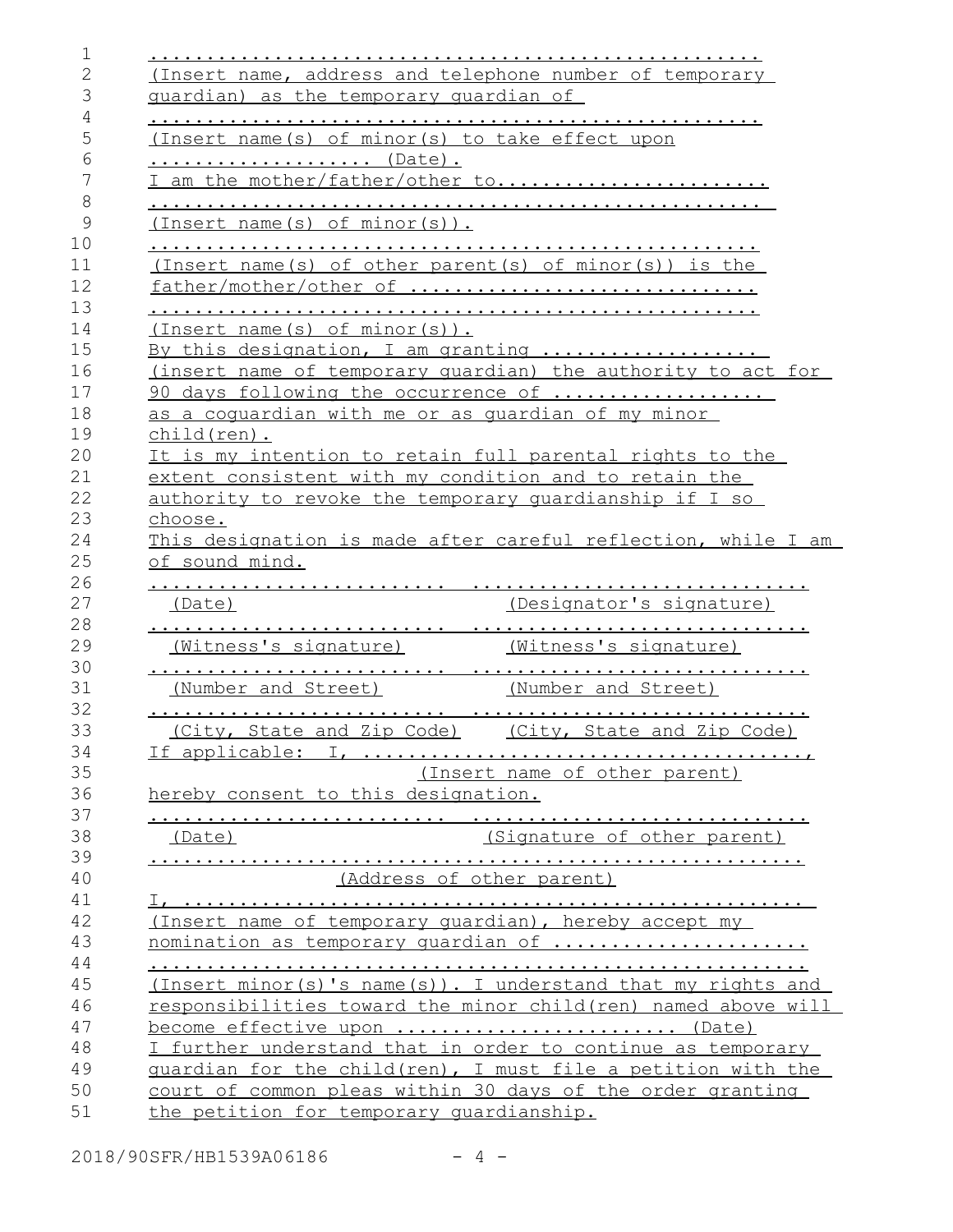.....................................................
(Insert name, address and telephone number of temporary guardian) as the temporary guardian of
.....................................................
(Insert name(s) of minor(s) to take effect upon
.................... (Date).
I am the mother/father/other to.......................
.....................................................
(Insert name(s) of minor(s)).
.....................................................
(Insert name(s) of other parent(s) of minor(s)) is the father/mother/other of .............................
.....................................................
(Insert name(s) of minor(s)).
By this designation, I am granting ..................
(insert name of temporary guardian) the authority to act for 90 days following the occurrence of ..................
as a coguardian with me or as guardian of my minor child(ren).
It is my intention to retain full parental rights to the extent consistent with my condition and to retain the authority to revoke the temporary guardianship if I so choose.
This designation is made after careful reflection, while I am of sound mind.

| | |
|---|---|
| ......................... | ............................. |
| (Date) | (Designator's signature) |
| ......................... | ............................. |
| (Witness's signature) | (Witness's signature) |
| ......................... | ............................. |
| (Number and Street) | (Number and Street) |
| ......................... | ............................. |
| (City, State and Zip Code) | (City, State and Zip Code) |

If applicable: I, .....................................,
(Insert name of other parent)
hereby consent to this designation.

| | |
|---|---|
| ......................... | ............................. |
| (Date) | (Signature of other parent) |

.....................................................
(Address of other parent)

I, ....................................................
(Insert name of temporary guardian), hereby accept my nomination as temporary guardian of ......................
.....................................................
(Insert minor(s)'s name(s)). I understand that my rights and responsibilities toward the minor child(ren) named above will become effective upon ....................... (Date)
I further understand that in order to continue as temporary guardian for the child(ren), I must file a petition with the court of common pleas within 30 days of the order granting the petition for temporary guardianship.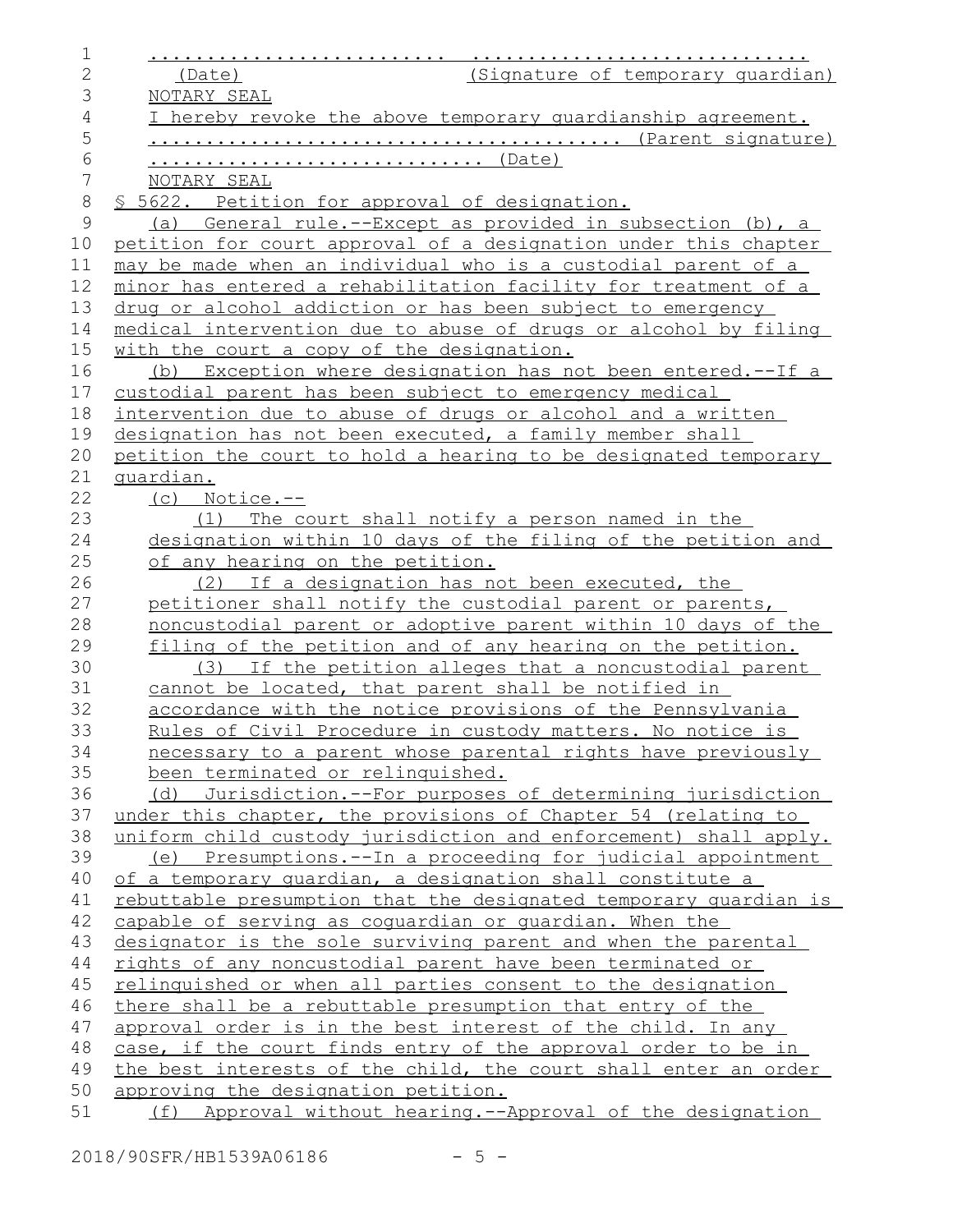........................  ...........................
(Date)                    (Signature of temporary guardian)

NOTARY SEAL

I hereby revoke the above temporary guardianship agreement.

........................................ (Parent signature)

............................ (Date)

NOTARY SEAL

§ 5622. Petition for approval of designation.

(a) General rule.--Except as provided in subsection (b), a petition for court approval of a designation under this chapter may be made when an individual who is a custodial parent of a minor has entered a rehabilitation facility for treatment of a drug or alcohol addiction or has been subject to emergency medical intervention due to abuse of drugs or alcohol by filing with the court a copy of the designation.

(b) Exception where designation has not been entered.--If a custodial parent has been subject to emergency medical intervention due to abuse of drugs or alcohol and a written designation has not been executed, a family member shall petition the court to hold a hearing to be designated temporary guardian.

(c) Notice.--

(1) The court shall notify a person named in the designation within 10 days of the filing of the petition and of any hearing on the petition.

(2) If a designation has not been executed, the petitioner shall notify the custodial parent or parents, noncustodial parent or adoptive parent within 10 days of the filing of the petition and of any hearing on the petition.

(3) If the petition alleges that a noncustodial parent cannot be located, that parent shall be notified in accordance with the notice provisions of the Pennsylvania Rules of Civil Procedure in custody matters. No notice is necessary to a parent whose parental rights have previously been terminated or relinquished.

(d) Jurisdiction.--For purposes of determining jurisdiction under this chapter, the provisions of Chapter 54 (relating to uniform child custody jurisdiction and enforcement) shall apply.

(e) Presumptions.--In a proceeding for judicial appointment of a temporary guardian, a designation shall constitute a rebuttable presumption that the designated temporary guardian is capable of serving as coguardian or guardian. When the designator is the sole surviving parent and when the parental rights of any noncustodial parent have been terminated or relinquished or when all parties consent to the designation there shall be a rebuttable presumption that entry of the approval order is in the best interest of the child. In any case, if the court finds entry of the approval order to be in the best interests of the child, the court shall enter an order approving the designation petition.

(f) Approval without hearing.--Approval of the designation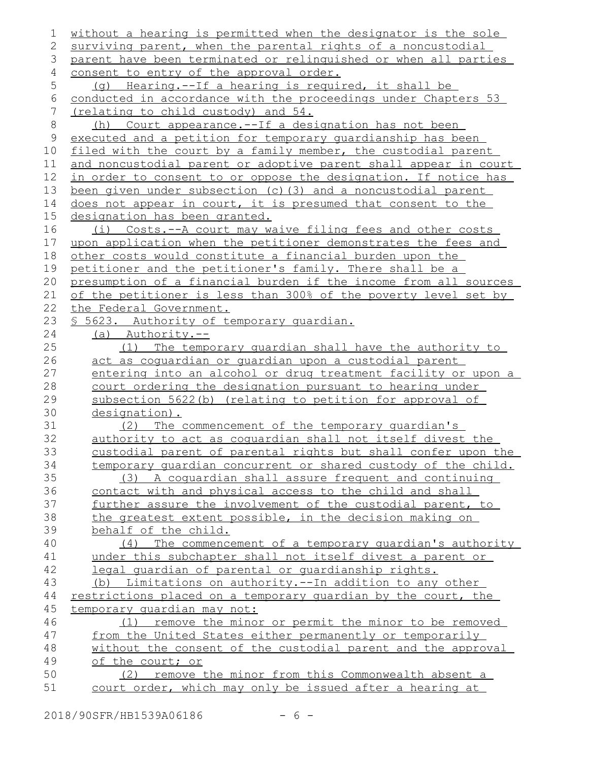without a hearing is permitted when the designator is the sole surviving parent, when the parental rights of a noncustodial parent have been terminated or relinquished or when all parties consent to entry of the approval order.

(g) Hearing.--If a hearing is required, it shall be conducted in accordance with the proceedings under Chapters 53 (relating to child custody) and 54.

(h) Court appearance.--If a designation has not been executed and a petition for temporary guardianship has been filed with the court by a family member, the custodial parent and noncustodial parent or adoptive parent shall appear in court in order to consent to or oppose the designation. If notice has been given under subsection (c)(3) and a noncustodial parent does not appear in court, it is presumed that consent to the designation has been granted.

(i) Costs.--A court may waive filing fees and other costs upon application when the petitioner demonstrates the fees and other costs would constitute a financial burden upon the petitioner and the petitioner's family. There shall be a presumption of a financial burden if the income from all sources of the petitioner is less than 300% of the poverty level set by the Federal Government.

§ 5623. Authority of temporary guardian.

(a) Authority.--

(1) The temporary guardian shall have the authority to act as coguardian or guardian upon a custodial parent entering into an alcohol or drug treatment facility or upon a court ordering the designation pursuant to hearing under subsection 5622(b) (relating to petition for approval of designation).

(2) The commencement of the temporary guardian's authority to act as coguardian shall not itself divest the custodial parent of parental rights but shall confer upon the temporary guardian concurrent or shared custody of the child.

(3) A coguardian shall assure frequent and continuing contact with and physical access to the child and shall further assure the involvement of the custodial parent, to the greatest extent possible, in the decision making on behalf of the child.

(4) The commencement of a temporary guardian's authority under this subchapter shall not itself divest a parent or legal guardian of parental or guardianship rights.

(b) Limitations on authority.--In addition to any other restrictions placed on a temporary guardian by the court, the temporary guardian may not:

(1) remove the minor or permit the minor to be removed from the United States either permanently or temporarily without the consent of the custodial parent and the approval of the court; or

(2) remove the minor from this Commonwealth absent a court order, which may only be issued after a hearing at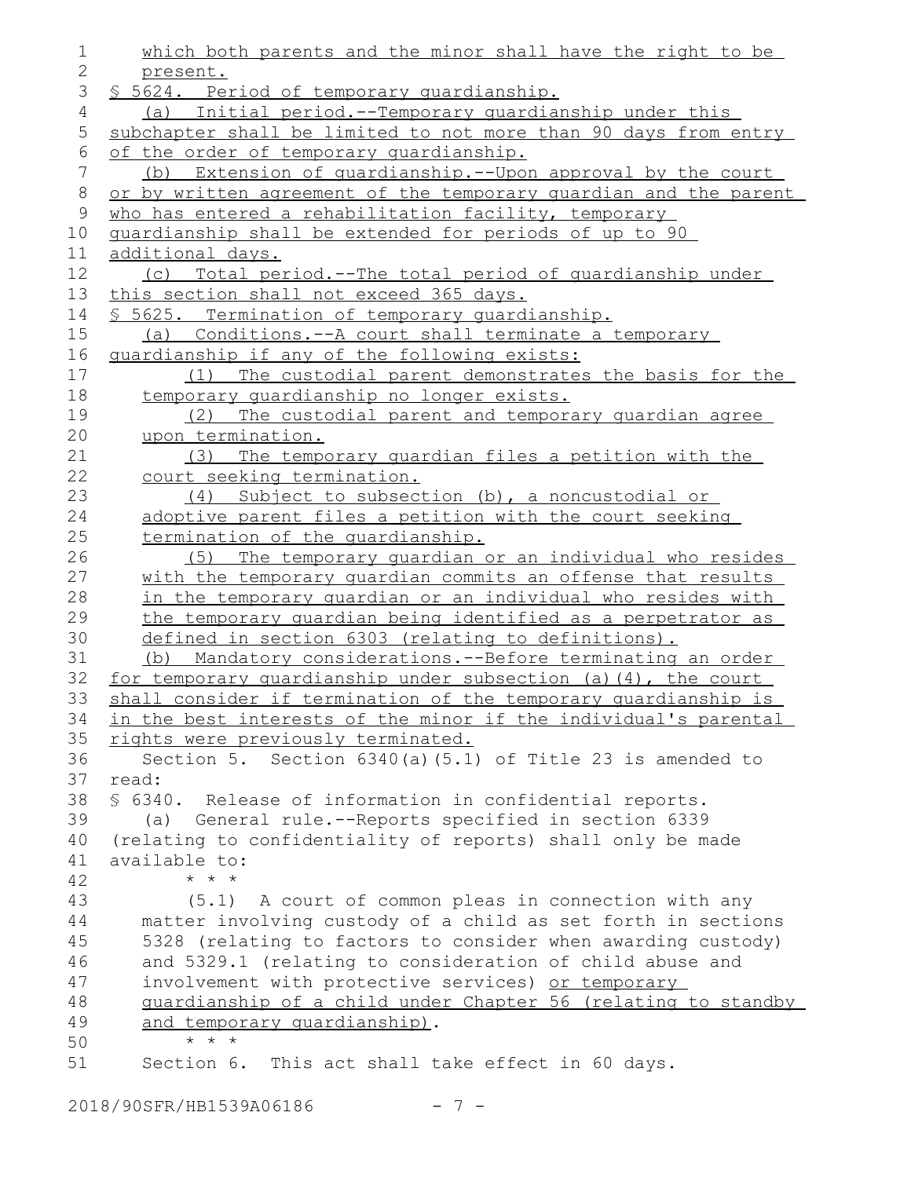which both parents and the minor shall have the right to be present.

§ 5624. Period of temporary guardianship.

(a) Initial period.--Temporary guardianship under this subchapter shall be limited to not more than 90 days from entry of the order of temporary guardianship.

(b) Extension of guardianship.--Upon approval by the court or by written agreement of the temporary guardian and the parent who has entered a rehabilitation facility, temporary guardianship shall be extended for periods of up to 90 additional days.

(c) Total period.--The total period of guardianship under this section shall not exceed 365 days.

§ 5625. Termination of temporary guardianship.

(a) Conditions.--A court shall terminate a temporary guardianship if any of the following exists:

(1) The custodial parent demonstrates the basis for the temporary guardianship no longer exists.

(2) The custodial parent and temporary guardian agree upon termination.

(3) The temporary guardian files a petition with the court seeking termination.

(4) Subject to subsection (b), a noncustodial or adoptive parent files a petition with the court seeking termination of the guardianship.

(5) The temporary guardian or an individual who resides with the temporary guardian commits an offense that results in the temporary guardian or an individual who resides with the temporary guardian being identified as a perpetrator as defined in section 6303 (relating to definitions).

(b) Mandatory considerations.--Before terminating an order for temporary guardianship under subsection (a)(4), the court shall consider if termination of the temporary guardianship is in the best interests of the minor if the individual's parental rights were previously terminated.

Section 5. Section 6340(a)(5.1) of Title 23 is amended to read:

§ 6340. Release of information in confidential reports.

(a) General rule.--Reports specified in section 6339 (relating to confidentiality of reports) shall only be made available to:

\* \* \*

(5.1) A court of common pleas in connection with any matter involving custody of a child as set forth in sections 5328 (relating to factors to consider when awarding custody) and 5329.1 (relating to consideration of child abuse and involvement with protective services) or temporary guardianship of a child under Chapter 56 (relating to standby and temporary guardianship).

\* \* \*

Section 6. This act shall take effect in 60 days.